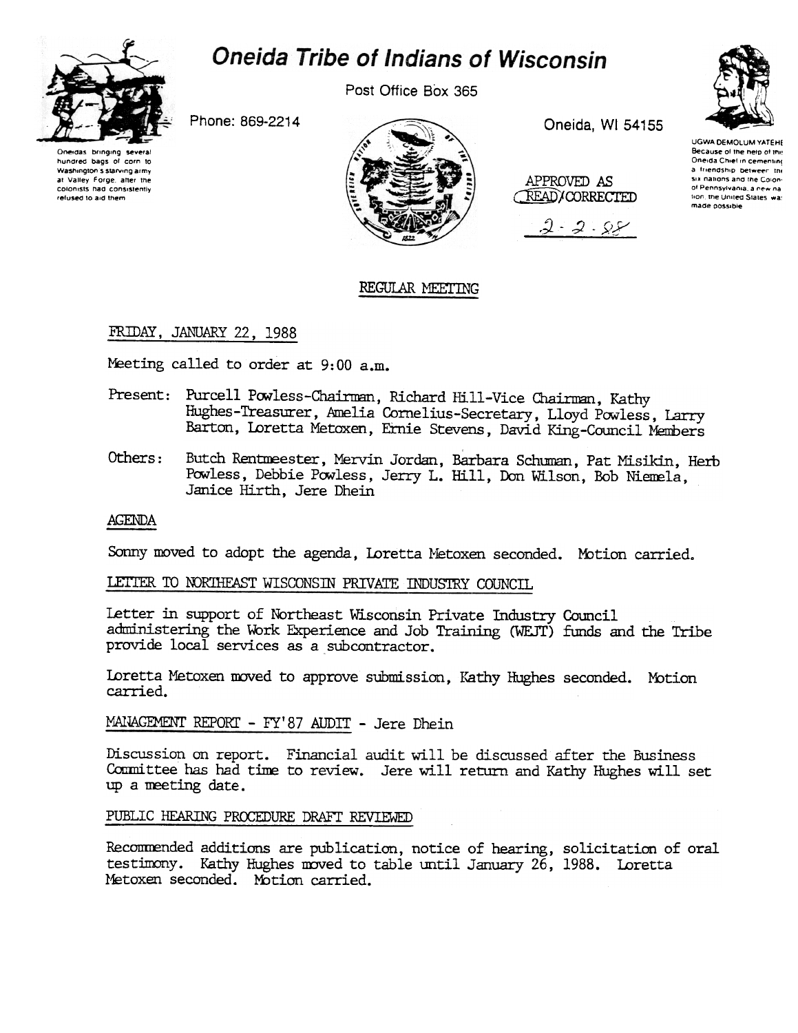# Oneida Tribe of Indians of Wisconsin

Oneidas bringing several hundred bags of corn to Washington's starving army at Valley Forge, after the colonists had consistently refused to aid them

Post Office Box 365

Phone: 869-2214

Oneida, WI 54155

UGWA DEMOLUM YATEHE Because of the help of this Oneida Chief in cementing a friendship between the six nations and the Colony of Pennsylvania, a new nation, the United States was made possible

APPROVED AS READ/CORRECTED

2-2-88

## REGULAR MEETING

FRIDAY, JANUARY 22, 1988

Meeting called to order at 9:00 a.m.

Present: Purcell Powless-Chairman, Richard Hill-Vice Chairman, Kathy Hughes-Treasurer, Amelia Cornelius-Secretary, Lloyd Powless, Larry Barton, Loretta Metoxen, Ernie Stevens, David King-Council Members

Others: Butch Rentmeester, Mervin Jordan, Barbara Schuman, Pat Misikin, Herb Powless, Debbie Powless, Jerry L. Hill, Don Wilson, Bob Niemela, Janice Hirth, Jere Dhein

### AGENDA

Sonny moved to adopt the agenda, Loretta Metoxen seconded. Motion carried.

### LETTER TO NORTHEAST WISCONSIN PRIVATE INDUSTRY COUNCIL

Letter in support of Northeast Wisconsin Private Industry Council administering the Work Experience and Job Training (WEJT) funds and the Tribe provide local services as a subcontractor.

Loretta Metoxen moved to approve submission, Kathy Hughes seconded. Motion carried.

### MANAGEMENT REPORT - FY'87 AUDIT - Jere Dhein

Discussion on report. Financial audit will be discussed after the Business Committee has had time to review. Jere will return and Kathy Hughes will set up a meeting date.

### PUBLIC HEARING PROCEDURE DRAFT REVIEWED

Recommended additions are publication, notice of hearing, solicitation of oral testimony. Kathy Hughes moved to table until January 26, 1988. Loretta Metoxen seconded. Motion carried.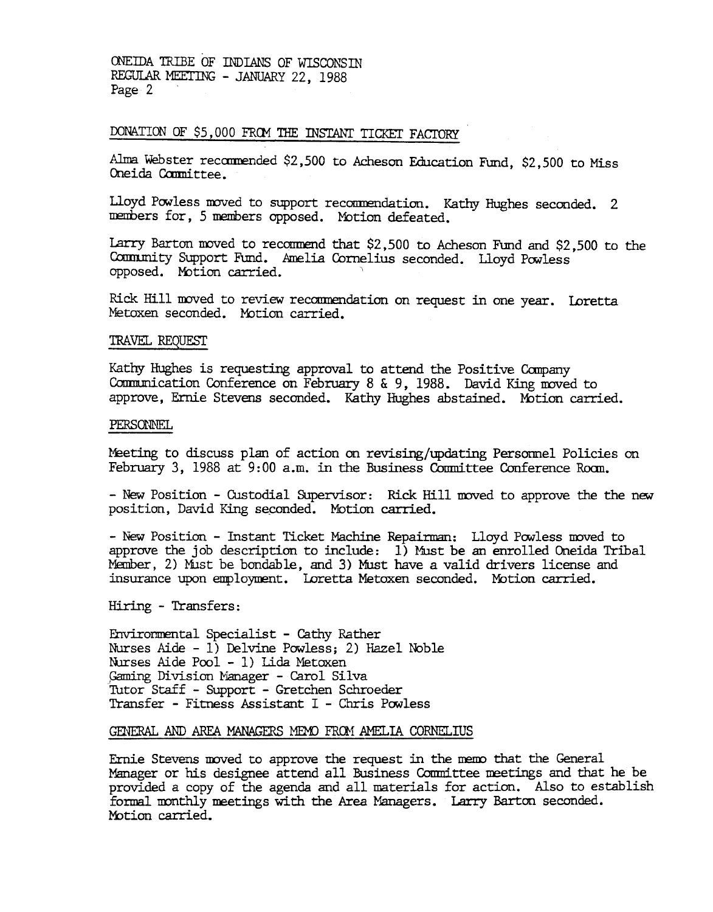## DONATION OF $5,000 FROM THE INSTANT TICKET FACTORY

Alma Webster recommended $2,500 to Acheson Education Fund, $2,500 to Miss Oneida Committee.

Lloyd Powless moved to support recommendation. Kathy Hughes seconded. 2 members for, 5 members opposed. Motion defeated.

Larry Barton moved to recommend that $2,500 to Acheson Fund and $2,500 to the Community Support Fund. Amelia Cornelius seconded. Lloyd Powless opposed. Motion carried.

Rick Hill moved to review recommendation on request in one year. Loretta Metoxen seconded. Motion carried.

## TRAVEL REQUEST

Kathy Hughes is requesting approval to attend the Positive Company Communication Conference on February 8 & 9, 1988. David King moved to approve, Ernie Stevens seconded. Kathy Hughes abstained. Motion carried.

## PERSONNEL

Meeting to discuss plan of action on revising/updating Personnel Policies on February 3, 1988 at 9:00 a.m. in the Business Committee Conference Room.

- New Position - Custodial Supervisor: Rick Hill moved to approve the the new position, David King seconded. Motion carried.

- New Position - Instant Ticket Machine Repairman: Lloyd Powless moved to approve the job description to include: 1) Must be an enrolled Oneida Tribal Member, 2) Must be bondable, and 3) Must have a valid drivers license and insurance upon employment. Loretta Metoxen seconded. Motion carried.

Hiring - Transfers:

Environmental Specialist - Cathy Rather
Nurses Aide - 1) Delvine Powless; 2) Hazel Noble
Nurses Aide Pool - 1) Lida Metoxen
Gaming Division Manager - Carol Silva
Tutor Staff - Support - Gretchen Schroeder
Transfer - Fitness Assistant I - Chris Powless

## GENERAL AND AREA MANAGERS MEMO FROM AMELIA CORNELIUS

Ernie Stevens moved to approve the request in the memo that the General Manager or his designee attend all Business Committee meetings and that he be provided a copy of the agenda and all materials for action. Also to establish formal monthly meetings with the Area Managers. Larry Barton seconded. Motion carried.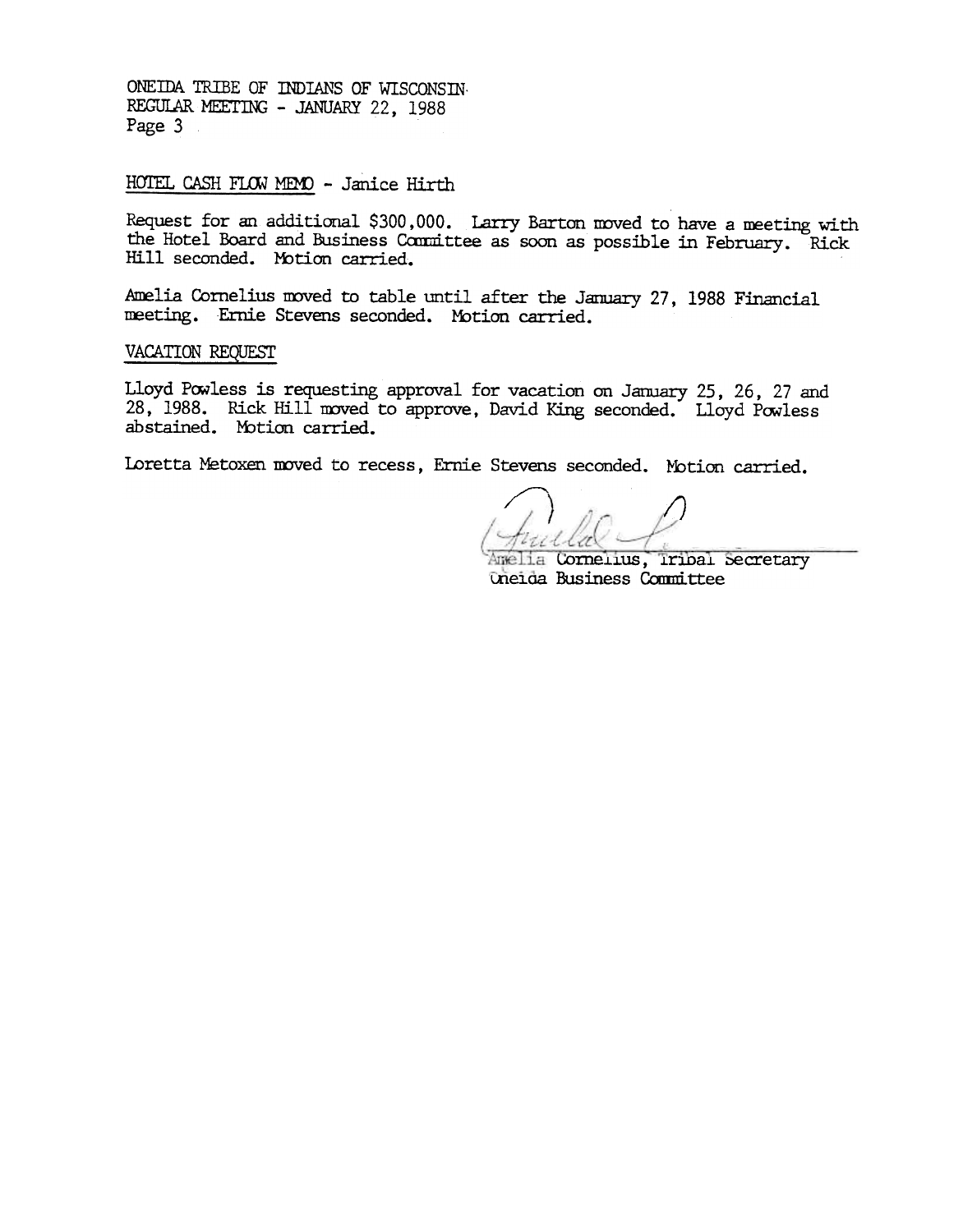## HOTEL CASH FLOW MEMO - Janice Hirth

Request for an additional $300,000. Larry Barton moved to have a meeting with the Hotel Board and Business Committee as soon as possible in February. Rick Hill seconded. Motion carried.

Amelia Cornelius moved to table until after the January 27, 1988 Financial meeting. Ernie Stevens seconded. Motion carried.

## VACATION REQUEST

Lloyd Powless is requesting approval for vacation on January 25, 26, 27 and 28, 1988. Rick Hill moved to approve, David King seconded. Lloyd Powless abstained. Motion carried.

Loretta Metoxen moved to recess, Ernie Stevens seconded. Motion carried.

Amelia Cornelius, Tribal Secretary
Oneida Business Committee